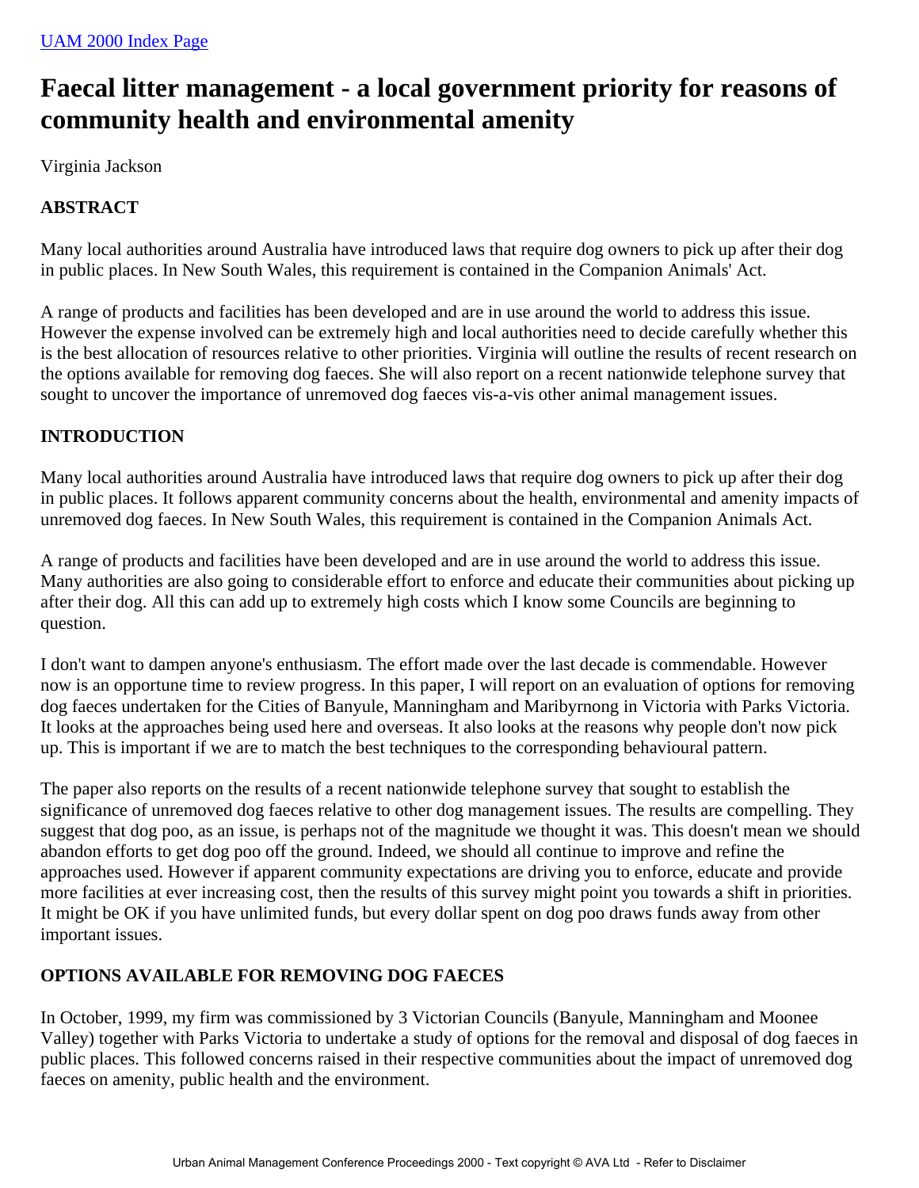[UAM 2000 Index Page]

# Faecal litter management - a local government priority for reasons of community health and environmental amenity

Virginia Jackson

## ABSTRACT

Many local authorities around Australia have introduced laws that require dog owners to pick up after their dog in public places. In New South Wales, this requirement is contained in the Companion Animals' Act.

A range of products and facilities has been developed and are in use around the world to address this issue. However the expense involved can be extremely high and local authorities need to decide carefully whether this is the best allocation of resources relative to other priorities. Virginia will outline the results of recent research on the options available for removing dog faeces. She will also report on a recent nationwide telephone survey that sought to uncover the importance of unremoved dog faeces vis-a-vis other animal management issues.

## INTRODUCTION

Many local authorities around Australia have introduced laws that require dog owners to pick up after their dog in public places. It follows apparent community concerns about the health, environmental and amenity impacts of unremoved dog faeces. In New South Wales, this requirement is contained in the Companion Animals Act.

A range of products and facilities have been developed and are in use around the world to address this issue. Many authorities are also going to considerable effort to enforce and educate their communities about picking up after their dog. All this can add up to extremely high costs which I know some Councils are beginning to question.

I don't want to dampen anyone's enthusiasm. The effort made over the last decade is commendable. However now is an opportune time to review progress. In this paper, I will report on an evaluation of options for removing dog faeces undertaken for the Cities of Banyule, Manningham and Maribyrnong in Victoria with Parks Victoria. It looks at the approaches being used here and overseas. It also looks at the reasons why people don't now pick up. This is important if we are to match the best techniques to the corresponding behavioural pattern.

The paper also reports on the results of a recent nationwide telephone survey that sought to establish the significance of unremoved dog faeces relative to other dog management issues. The results are compelling. They suggest that dog poo, as an issue, is perhaps not of the magnitude we thought it was. This doesn't mean we should abandon efforts to get dog poo off the ground. Indeed, we should all continue to improve and refine the approaches used. However if apparent community expectations are driving you to enforce, educate and provide more facilities at ever increasing cost, then the results of this survey might point you towards a shift in priorities. It might be OK if you have unlimited funds, but every dollar spent on dog poo draws funds away from other important issues.

## OPTIONS AVAILABLE FOR REMOVING DOG FAECES

In October, 1999, my firm was commissioned by 3 Victorian Councils (Banyule, Manningham and Moonee Valley) together with Parks Victoria to undertake a study of options for the removal and disposal of dog faeces in public places. This followed concerns raised in their respective communities about the impact of unremoved dog faeces on amenity, public health and the environment.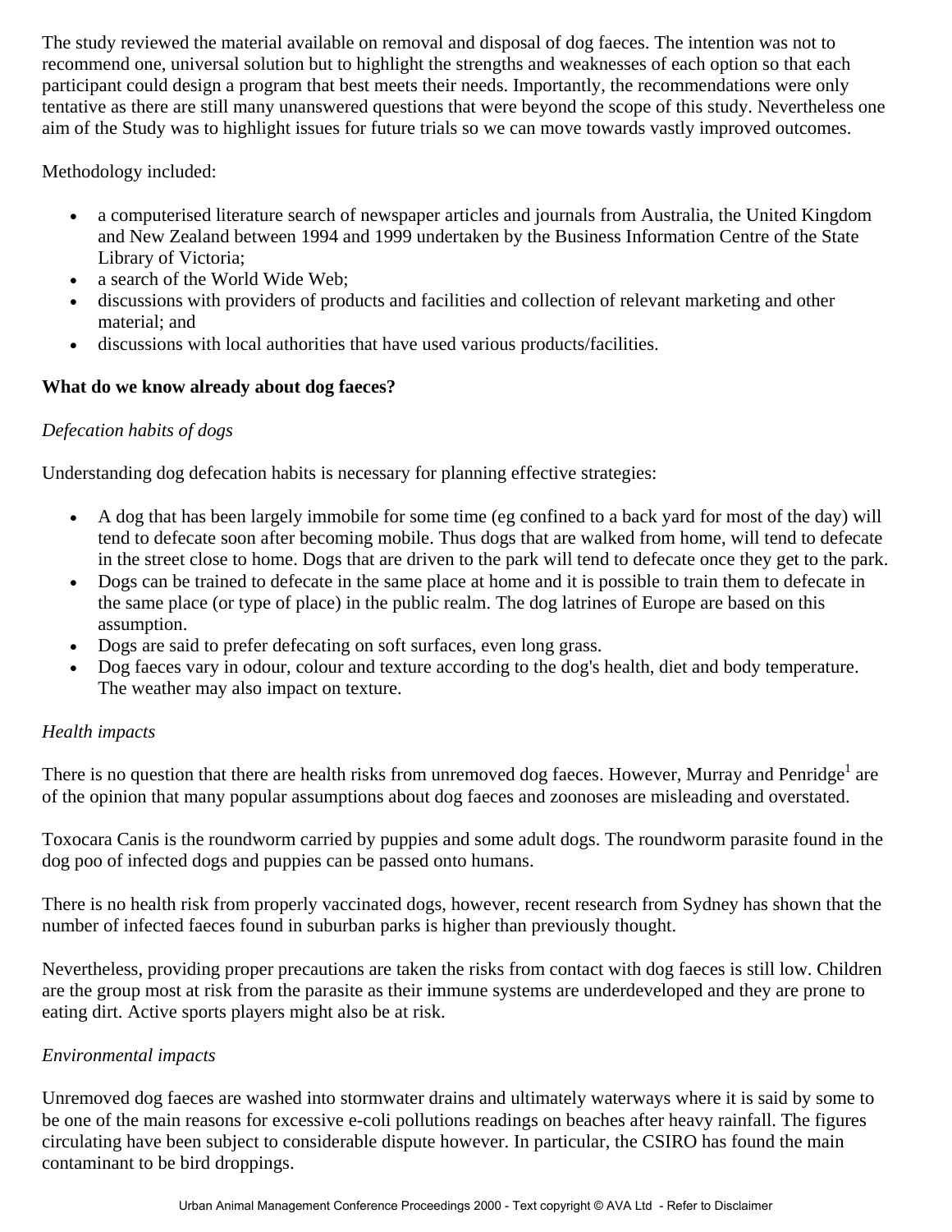The study reviewed the material available on removal and disposal of dog faeces. The intention was not to recommend one, universal solution but to highlight the strengths and weaknesses of each option so that each participant could design a program that best meets their needs. Importantly, the recommendations were only tentative as there are still many unanswered questions that were beyond the scope of this study. Nevertheless one aim of the Study was to highlight issues for future trials so we can move towards vastly improved outcomes.

Methodology included:

- a computerised literature search of newspaper articles and journals from Australia, the United Kingdom and New Zealand between 1994 and 1999 undertaken by the Business Information Centre of the State Library of Victoria;
- a search of the World Wide Web;
- discussions with providers of products and facilities and collection of relevant marketing and other material; and
- discussions with local authorities that have used various products/facilities.

**What do we know already about dog faeces?**

*Defecation habits of dogs*

Understanding dog defecation habits is necessary for planning effective strategies:

- A dog that has been largely immobile for some time (eg confined to a back yard for most of the day) will tend to defecate soon after becoming mobile. Thus dogs that are walked from home, will tend to defecate in the street close to home. Dogs that are driven to the park will tend to defecate once they get to the park.
- Dogs can be trained to defecate in the same place at home and it is possible to train them to defecate in the same place (or type of place) in the public realm. The dog latrines of Europe are based on this assumption.
- Dogs are said to prefer defecating on soft surfaces, even long grass.
- Dog faeces vary in odour, colour and texture according to the dog's health, diet and body temperature. The weather may also impact on texture.

*Health impacts*

There is no question that there are health risks from unremoved dog faeces. However, Murray and Penridge[1] are of the opinion that many popular assumptions about dog faeces and zoonoses are misleading and overstated.

Toxocara Canis is the roundworm carried by puppies and some adult dogs. The roundworm parasite found in the dog poo of infected dogs and puppies can be passed onto humans.

There is no health risk from properly vaccinated dogs, however, recent research from Sydney has shown that the number of infected faeces found in suburban parks is higher than previously thought.

Nevertheless, providing proper precautions are taken the risks from contact with dog faeces is still low. Children are the group most at risk from the parasite as their immune systems are underdeveloped and they are prone to eating dirt. Active sports players might also be at risk.

*Environmental impacts*

Unremoved dog faeces are washed into stormwater drains and ultimately waterways where it is said by some to be one of the main reasons for excessive e-coli pollutions readings on beaches after heavy rainfall. The figures circulating have been subject to considerable dispute however. In particular, the CSIRO has found the main contaminant to be bird droppings.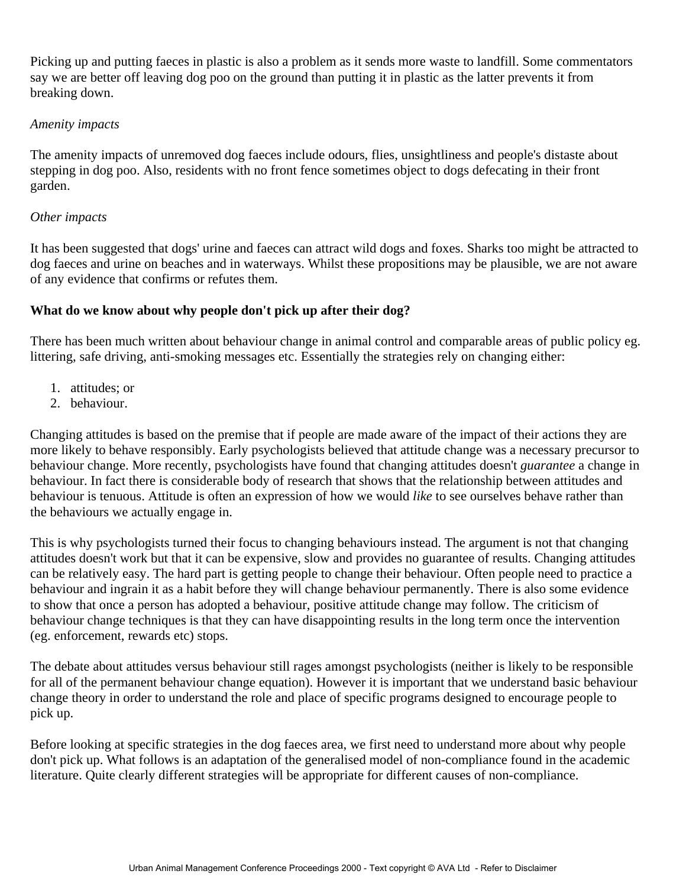Picking up and putting faeces in plastic is also a problem as it sends more waste to landfill. Some commentators say we are better off leaving dog poo on the ground than putting it in plastic as the latter prevents it from breaking down.

*Amenity impacts*

The amenity impacts of unremoved dog faeces include odours, flies, unsightliness and people's distaste about stepping in dog poo. Also, residents with no front fence sometimes object to dogs defecating in their front garden.

*Other impacts*

It has been suggested that dogs' urine and faeces can attract wild dogs and foxes. Sharks too might be attracted to dog faeces and urine on beaches and in waterways. Whilst these propositions may be plausible, we are not aware of any evidence that confirms or refutes them.

**What do we know about why people don't pick up after their dog?**

There has been much written about behaviour change in animal control and comparable areas of public policy eg. littering, safe driving, anti-smoking messages etc. Essentially the strategies rely on changing either:

1. attitudes; or
2. behaviour.

Changing attitudes is based on the premise that if people are made aware of the impact of their actions they are more likely to behave responsibly. Early psychologists believed that attitude change was a necessary precursor to behaviour change. More recently, psychologists have found that changing attitudes doesn't *guarantee* a change in behaviour. In fact there is considerable body of research that shows that the relationship between attitudes and behaviour is tenuous. Attitude is often an expression of how we would *like* to see ourselves behave rather than the behaviours we actually engage in.

This is why psychologists turned their focus to changing behaviours instead. The argument is not that changing attitudes doesn't work but that it can be expensive, slow and provides no guarantee of results. Changing attitudes can be relatively easy. The hard part is getting people to change their behaviour. Often people need to practice a behaviour and ingrain it as a habit before they will change behaviour permanently. There is also some evidence to show that once a person has adopted a behaviour, positive attitude change may follow. The criticism of behaviour change techniques is that they can have disappointing results in the long term once the intervention (eg. enforcement, rewards etc) stops.

The debate about attitudes versus behaviour still rages amongst psychologists (neither is likely to be responsible for all of the permanent behaviour change equation). However it is important that we understand basic behaviour change theory in order to understand the role and place of specific programs designed to encourage people to pick up.

Before looking at specific strategies in the dog faeces area, we first need to understand more about why people don't pick up. What follows is an adaptation of the generalised model of non-compliance found in the academic literature. Quite clearly different strategies will be appropriate for different causes of non-compliance.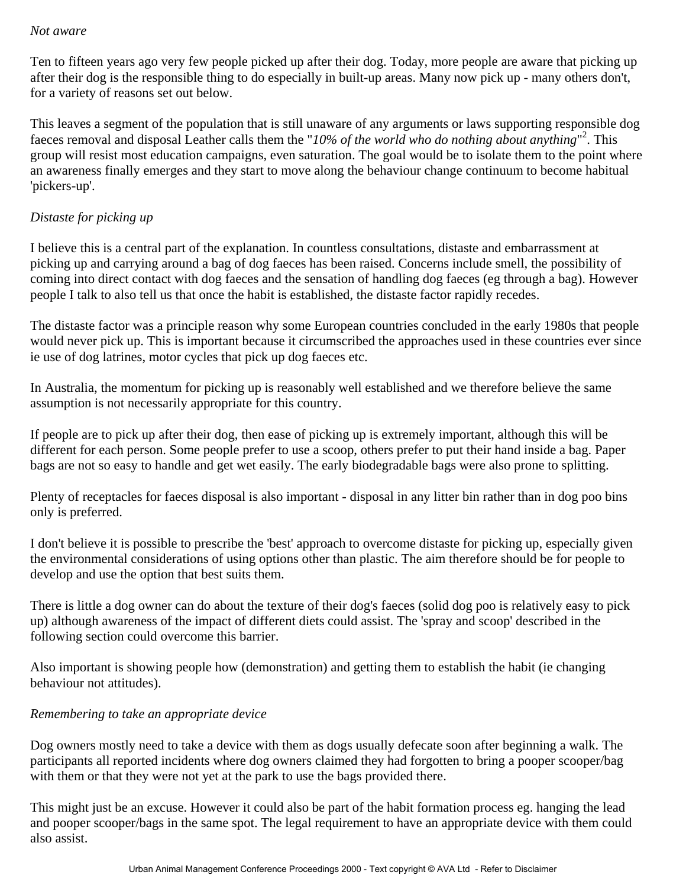*Not aware*

Ten to fifteen years ago very few people picked up after their dog. Today, more people are aware that picking up after their dog is the responsible thing to do especially in built-up areas. Many now pick up - many others don't, for a variety of reasons set out below.

This leaves a segment of the population that is still unaware of any arguments or laws supporting responsible dog faeces removal and disposal Leather calls them the "*10% of the world who do nothing about anything*"[2]. This group will resist most education campaigns, even saturation. The goal would be to isolate them to the point where an awareness finally emerges and they start to move along the behaviour change continuum to become habitual 'pickers-up'.

*Distaste for picking up*

I believe this is a central part of the explanation. In countless consultations, distaste and embarrassment at picking up and carrying around a bag of dog faeces has been raised. Concerns include smell, the possibility of coming into direct contact with dog faeces and the sensation of handling dog faeces (eg through a bag). However people I talk to also tell us that once the habit is established, the distaste factor rapidly recedes.

The distaste factor was a principle reason why some European countries concluded in the early 1980s that people would never pick up. This is important because it circumscribed the approaches used in these countries ever since ie use of dog latrines, motor cycles that pick up dog faeces etc.

In Australia, the momentum for picking up is reasonably well established and we therefore believe the same assumption is not necessarily appropriate for this country.

If people are to pick up after their dog, then ease of picking up is extremely important, although this will be different for each person. Some people prefer to use a scoop, others prefer to put their hand inside a bag. Paper bags are not so easy to handle and get wet easily. The early biodegradable bags were also prone to splitting.

Plenty of receptacles for faeces disposal is also important - disposal in any litter bin rather than in dog poo bins only is preferred.

I don't believe it is possible to prescribe the 'best' approach to overcome distaste for picking up, especially given the environmental considerations of using options other than plastic. The aim therefore should be for people to develop and use the option that best suits them.

There is little a dog owner can do about the texture of their dog's faeces (solid dog poo is relatively easy to pick up) although awareness of the impact of different diets could assist. The 'spray and scoop' described in the following section could overcome this barrier.

Also important is showing people how (demonstration) and getting them to establish the habit (ie changing behaviour not attitudes).

*Remembering to take an appropriate device*

Dog owners mostly need to take a device with them as dogs usually defecate soon after beginning a walk. The participants all reported incidents where dog owners claimed they had forgotten to bring a pooper scooper/bag with them or that they were not yet at the park to use the bags provided there.

This might just be an excuse. However it could also be part of the habit formation process eg. hanging the lead and pooper scooper/bags in the same spot. The legal requirement to have an appropriate device with them could also assist.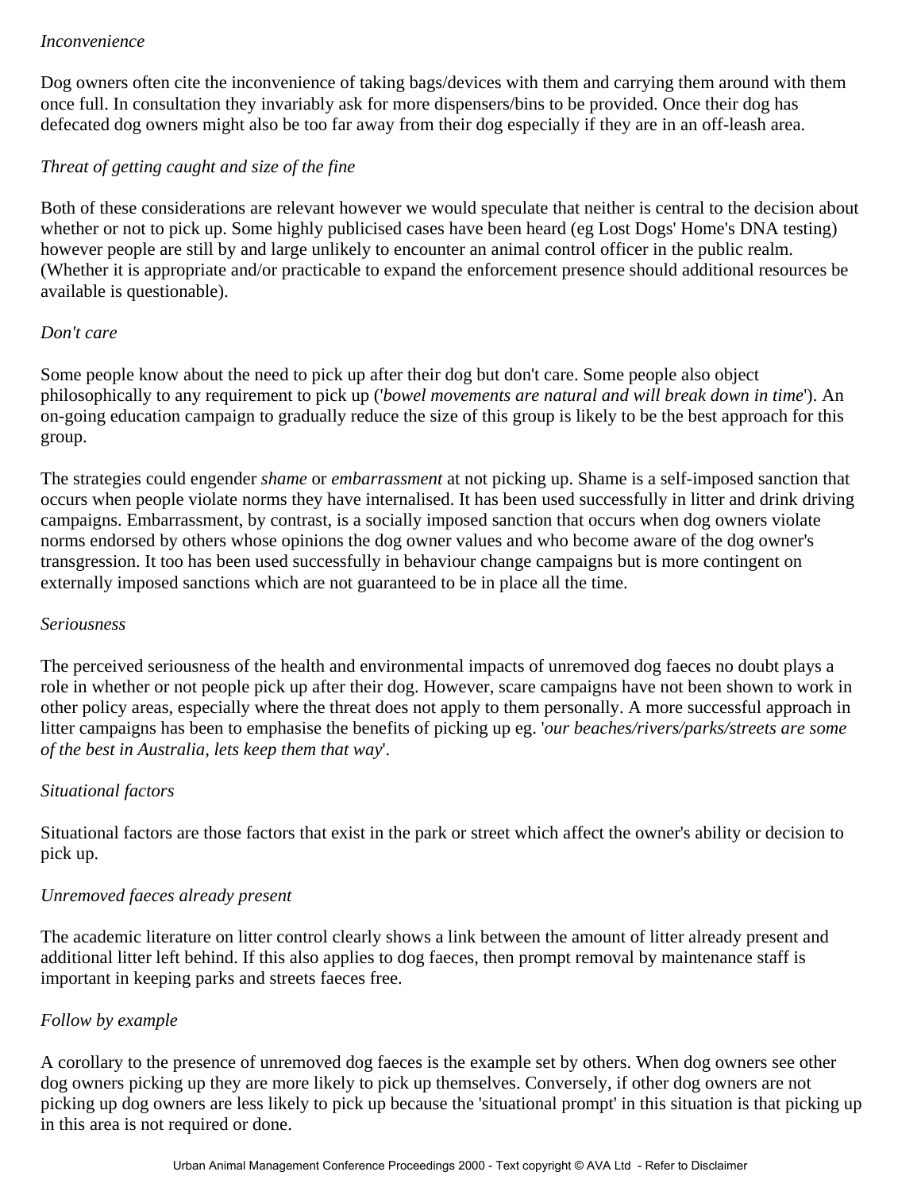*Inconvenience*

Dog owners often cite the inconvenience of taking bags/devices with them and carrying them around with them once full. In consultation they invariably ask for more dispensers/bins to be provided. Once their dog has defecated dog owners might also be too far away from their dog especially if they are in an off-leash area.

*Threat of getting caught and size of the fine*

Both of these considerations are relevant however we would speculate that neither is central to the decision about whether or not to pick up. Some highly publicised cases have been heard (eg Lost Dogs' Home's DNA testing) however people are still by and large unlikely to encounter an animal control officer in the public realm. (Whether it is appropriate and/or practicable to expand the enforcement presence should additional resources be available is questionable).

*Don't care*

Some people know about the need to pick up after their dog but don't care. Some people also object philosophically to any requirement to pick up ('*bowel movements are natural and will break down in time*'). An on-going education campaign to gradually reduce the size of this group is likely to be the best approach for this group.

The strategies could engender *shame* or *embarrassment* at not picking up. Shame is a self-imposed sanction that occurs when people violate norms they have internalised. It has been used successfully in litter and drink driving campaigns. Embarrassment, by contrast, is a socially imposed sanction that occurs when dog owners violate norms endorsed by others whose opinions the dog owner values and who become aware of the dog owner's transgression. It too has been used successfully in behaviour change campaigns but is more contingent on externally imposed sanctions which are not guaranteed to be in place all the time.

*Seriousness*

The perceived seriousness of the health and environmental impacts of unremoved dog faeces no doubt plays a role in whether or not people pick up after their dog. However, scare campaigns have not been shown to work in other policy areas, especially where the threat does not apply to them personally. A more successful approach in litter campaigns has been to emphasise the benefits of picking up eg. '*our beaches/rivers/parks/streets are some of the best in Australia, lets keep them that way*'.

*Situational factors*

Situational factors are those factors that exist in the park or street which affect the owner's ability or decision to pick up.

*Unremoved faeces already present*

The academic literature on litter control clearly shows a link between the amount of litter already present and additional litter left behind. If this also applies to dog faeces, then prompt removal by maintenance staff is important in keeping parks and streets faeces free.

*Follow by example*

A corollary to the presence of unremoved dog faeces is the example set by others. When dog owners see other dog owners picking up they are more likely to pick up themselves. Conversely, if other dog owners are not picking up dog owners are less likely to pick up because the 'situational prompt' in this situation is that picking up in this area is not required or done.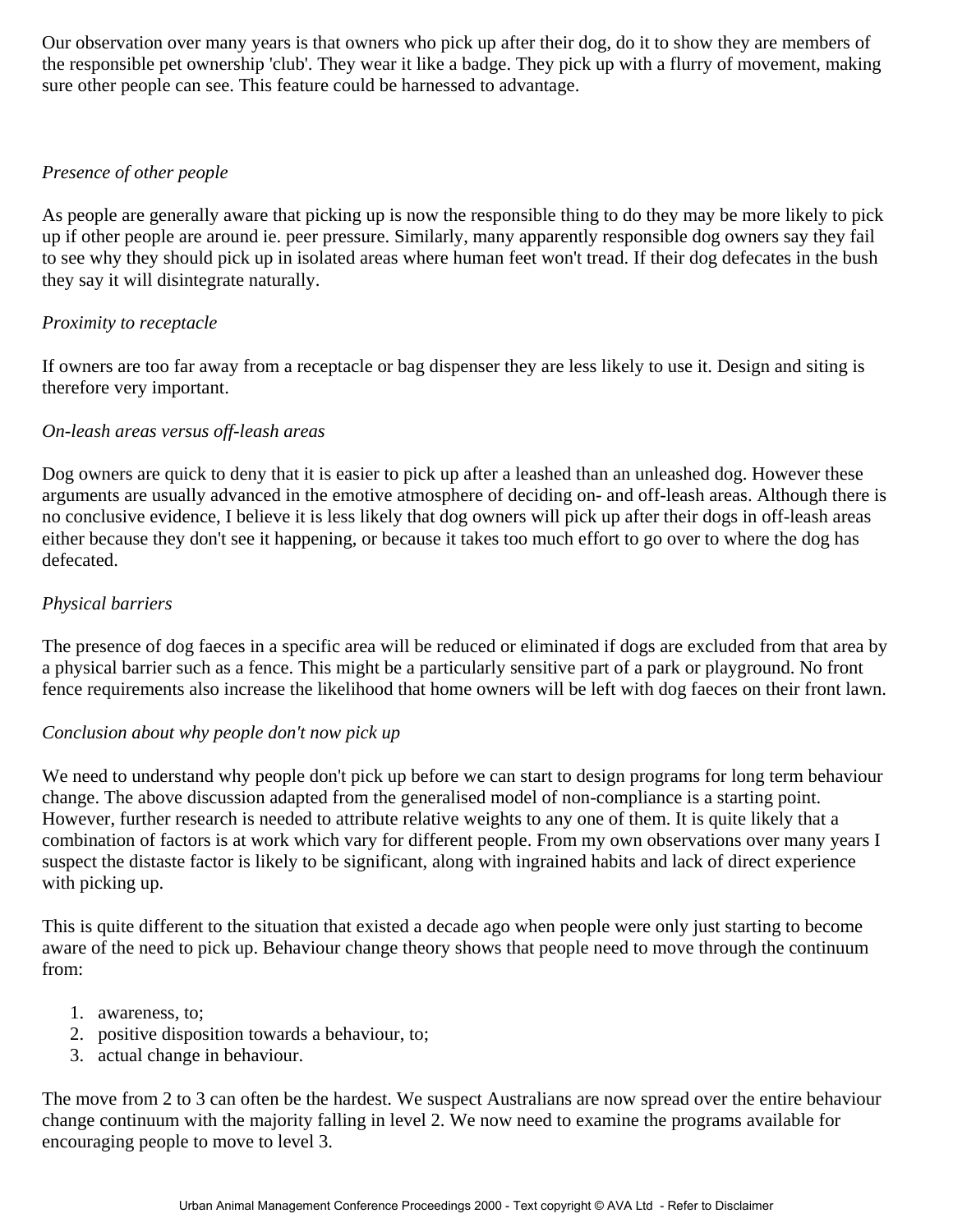Our observation over many years is that owners who pick up after their dog, do it to show they are members of the responsible pet ownership 'club'. They wear it like a badge. They pick up with a flurry of movement, making sure other people can see. This feature could be harnessed to advantage.

*Presence of other people*

As people are generally aware that picking up is now the responsible thing to do they may be more likely to pick up if other people are around ie. peer pressure. Similarly, many apparently responsible dog owners say they fail to see why they should pick up in isolated areas where human feet won't tread. If their dog defecates in the bush they say it will disintegrate naturally.

*Proximity to receptacle*

If owners are too far away from a receptacle or bag dispenser they are less likely to use it. Design and siting is therefore very important.

*On-leash areas versus off-leash areas*

Dog owners are quick to deny that it is easier to pick up after a leashed than an unleashed dog. However these arguments are usually advanced in the emotive atmosphere of deciding on- and off-leash areas. Although there is no conclusive evidence, I believe it is less likely that dog owners will pick up after their dogs in off-leash areas either because they don't see it happening, or because it takes too much effort to go over to where the dog has defecated.

*Physical barriers*

The presence of dog faeces in a specific area will be reduced or eliminated if dogs are excluded from that area by a physical barrier such as a fence. This might be a particularly sensitive part of a park or playground. No front fence requirements also increase the likelihood that home owners will be left with dog faeces on their front lawn.

*Conclusion about why people don't now pick up*

We need to understand why people don't pick up before we can start to design programs for long term behaviour change. The above discussion adapted from the generalised model of non-compliance is a starting point. However, further research is needed to attribute relative weights to any one of them. It is quite likely that a combination of factors is at work which vary for different people. From my own observations over many years I suspect the distaste factor is likely to be significant, along with ingrained habits and lack of direct experience with picking up.

This is quite different to the situation that existed a decade ago when people were only just starting to become aware of the need to pick up. Behaviour change theory shows that people need to move through the continuum from:

1. awareness, to;
2. positive disposition towards a behaviour, to;
3. actual change in behaviour.

The move from 2 to 3 can often be the hardest. We suspect Australians are now spread over the entire behaviour change continuum with the majority falling in level 2. We now need to examine the programs available for encouraging people to move to level 3.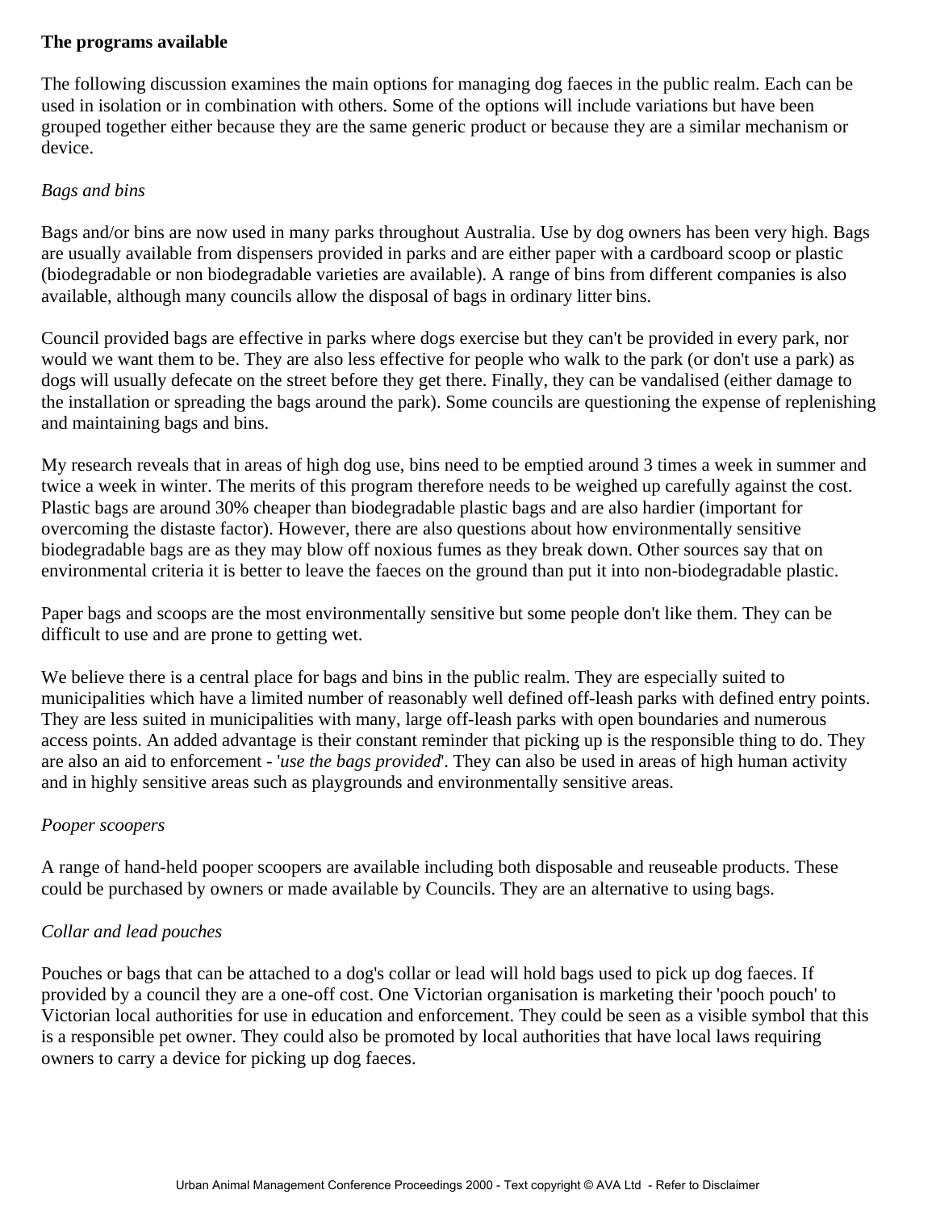**The programs available**

The following discussion examines the main options for managing dog faeces in the public realm. Each can be used in isolation or in combination with others. Some of the options will include variations but have been grouped together either because they are the same generic product or because they are a similar mechanism or device.

*Bags and bins*

Bags and/or bins are now used in many parks throughout Australia. Use by dog owners has been very high. Bags are usually available from dispensers provided in parks and are either paper with a cardboard scoop or plastic (biodegradable or non biodegradable varieties are available). A range of bins from different companies is also available, although many councils allow the disposal of bags in ordinary litter bins.

Council provided bags are effective in parks where dogs exercise but they can't be provided in every park, nor would we want them to be. They are also less effective for people who walk to the park (or don't use a park) as dogs will usually defecate on the street before they get there. Finally, they can be vandalised (either damage to the installation or spreading the bags around the park). Some councils are questioning the expense of replenishing and maintaining bags and bins.

My research reveals that in areas of high dog use, bins need to be emptied around 3 times a week in summer and twice a week in winter. The merits of this program therefore needs to be weighed up carefully against the cost. Plastic bags are around 30% cheaper than biodegradable plastic bags and are also hardier (important for overcoming the distaste factor). However, there are also questions about how environmentally sensitive biodegradable bags are as they may blow off noxious fumes as they break down. Other sources say that on environmental criteria it is better to leave the faeces on the ground than put it into non-biodegradable plastic.

Paper bags and scoops are the most environmentally sensitive but some people don't like them. They can be difficult to use and are prone to getting wet.

We believe there is a central place for bags and bins in the public realm. They are especially suited to municipalities which have a limited number of reasonably well defined off-leash parks with defined entry points. They are less suited in municipalities with many, large off-leash parks with open boundaries and numerous access points. An added advantage is their constant reminder that picking up is the responsible thing to do. They are also an aid to enforcement - '*use the bags provided*'. They can also be used in areas of high human activity and in highly sensitive areas such as playgrounds and environmentally sensitive areas.

*Pooper scoopers*

A range of hand-held pooper scoopers are available including both disposable and reuseable products. These could be purchased by owners or made available by Councils. They are an alternative to using bags.

*Collar and lead pouches*

Pouches or bags that can be attached to a dog's collar or lead will hold bags used to pick up dog faeces. If provided by a council they are a one-off cost. One Victorian organisation is marketing their 'pooch pouch' to Victorian local authorities for use in education and enforcement. They could be seen as a visible symbol that this is a responsible pet owner. They could also be promoted by local authorities that have local laws requiring owners to carry a device for picking up dog faeces.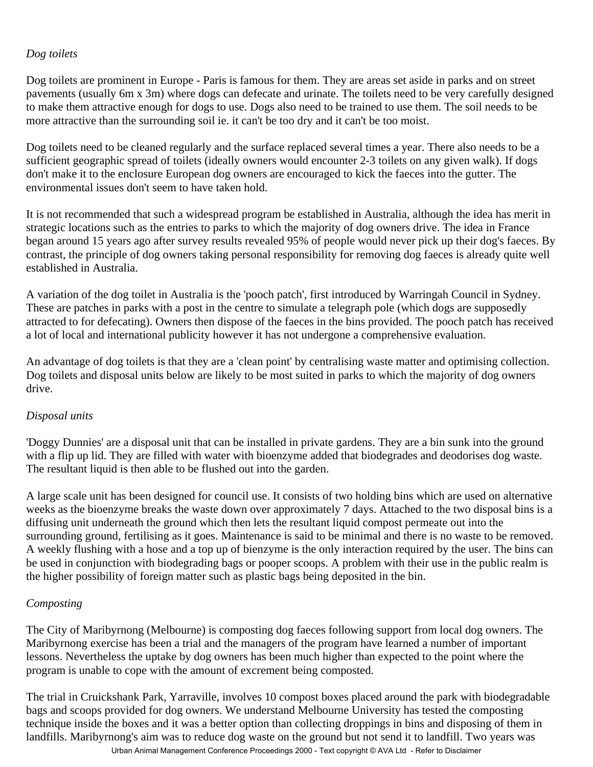*Dog toilets*

Dog toilets are prominent in Europe - Paris is famous for them. They are areas set aside in parks and on street pavements (usually 6m x 3m) where dogs can defecate and urinate. The toilets need to be very carefully designed to make them attractive enough for dogs to use. Dogs also need to be trained to use them. The soil needs to be more attractive than the surrounding soil ie. it can't be too dry and it can't be too moist.

Dog toilets need to be cleaned regularly and the surface replaced several times a year. There also needs to be a sufficient geographic spread of toilets (ideally owners would encounter 2-3 toilets on any given walk). If dogs don't make it to the enclosure European dog owners are encouraged to kick the faeces into the gutter. The environmental issues don't seem to have taken hold.

It is not recommended that such a widespread program be established in Australia, although the idea has merit in strategic locations such as the entries to parks to which the majority of dog owners drive. The idea in France began around 15 years ago after survey results revealed 95% of people would never pick up their dog's faeces. By contrast, the principle of dog owners taking personal responsibility for removing dog faeces is already quite well established in Australia.

A variation of the dog toilet in Australia is the 'pooch patch', first introduced by Warringah Council in Sydney. These are patches in parks with a post in the centre to simulate a telegraph pole (which dogs are supposedly attracted to for defecating). Owners then dispose of the faeces in the bins provided. The pooch patch has received a lot of local and international publicity however it has not undergone a comprehensive evaluation.

An advantage of dog toilets is that they are a 'clean point' by centralising waste matter and optimising collection. Dog toilets and disposal units below are likely to be most suited in parks to which the majority of dog owners drive.

*Disposal units*

'Doggy Dunnies' are a disposal unit that can be installed in private gardens. They are a bin sunk into the ground with a flip up lid. They are filled with water with bioenzyme added that biodegrades and deodorises dog waste. The resultant liquid is then able to be flushed out into the garden.

A large scale unit has been designed for council use. It consists of two holding bins which are used on alternative weeks as the bioenzyme breaks the waste down over approximately 7 days. Attached to the two disposal bins is a diffusing unit underneath the ground which then lets the resultant liquid compost permeate out into the surrounding ground, fertilising as it goes. Maintenance is said to be minimal and there is no waste to be removed. A weekly flushing with a hose and a top up of bienzyme is the only interaction required by the user. The bins can be used in conjunction with biodegrading bags or pooper scoops. A problem with their use in the public realm is the higher possibility of foreign matter such as plastic bags being deposited in the bin.

*Composting*

The City of Maribyrnong (Melbourne) is composting dog faeces following support from local dog owners. The Maribyrnong exercise has been a trial and the managers of the program have learned a number of important lessons. Nevertheless the uptake by dog owners has been much higher than expected to the point where the program is unable to cope with the amount of excrement being composted.

The trial in Cruickshank Park, Yarraville, involves 10 compost boxes placed around the park with biodegradable bags and scoops provided for dog owners. We understand Melbourne University has tested the composting technique inside the boxes and it was a better option than collecting droppings in bins and disposing of them in landfills. Maribyrnong's aim was to reduce dog waste on the ground but not send it to landfill. Two years was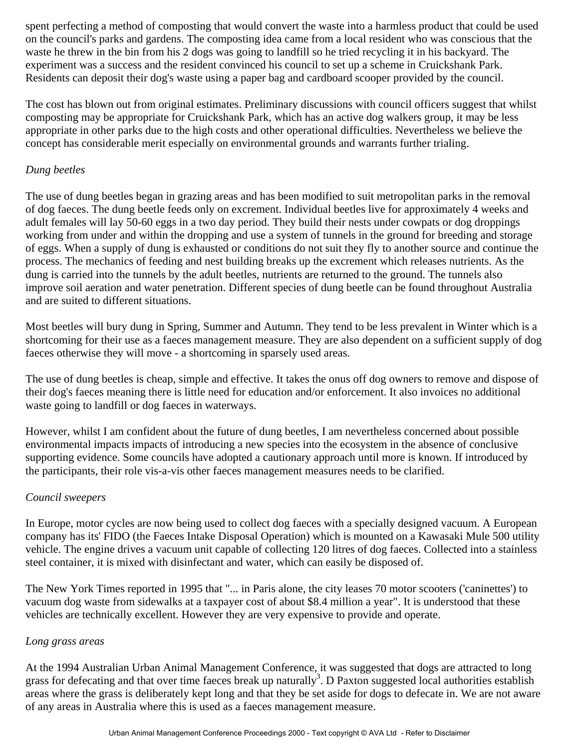spent perfecting a method of composting that would convert the waste into a harmless product that could be used on the council's parks and gardens. The composting idea came from a local resident who was conscious that the waste he threw in the bin from his 2 dogs was going to landfill so he tried recycling it in his backyard. The experiment was a success and the resident convinced his council to set up a scheme in Cruickshank Park. Residents can deposit their dog's waste using a paper bag and cardboard scooper provided by the council.

The cost has blown out from original estimates. Preliminary discussions with council officers suggest that whilst composting may be appropriate for Cruickshank Park, which has an active dog walkers group, it may be less appropriate in other parks due to the high costs and other operational difficulties. Nevertheless we believe the concept has considerable merit especially on environmental grounds and warrants further trialing.

*Dung beetles*

The use of dung beetles began in grazing areas and has been modified to suit metropolitan parks in the removal of dog faeces. The dung beetle feeds only on excrement. Individual beetles live for approximately 4 weeks and adult females will lay 50-60 eggs in a two day period. They build their nests under cowpats or dog droppings working from under and within the dropping and use a system of tunnels in the ground for breeding and storage of eggs. When a supply of dung is exhausted or conditions do not suit they fly to another source and continue the process. The mechanics of feeding and nest building breaks up the excrement which releases nutrients. As the dung is carried into the tunnels by the adult beetles, nutrients are returned to the ground. The tunnels also improve soil aeration and water penetration. Different species of dung beetle can be found throughout Australia and are suited to different situations.

Most beetles will bury dung in Spring, Summer and Autumn. They tend to be less prevalent in Winter which is a shortcoming for their use as a faeces management measure. They are also dependent on a sufficient supply of dog faeces otherwise they will move - a shortcoming in sparsely used areas.

The use of dung beetles is cheap, simple and effective. It takes the onus off dog owners to remove and dispose of their dog's faeces meaning there is little need for education and/or enforcement. It also invoices no additional waste going to landfill or dog faeces in waterways.

However, whilst I am confident about the future of dung beetles, I am nevertheless concerned about possible environmental impacts impacts of introducing a new species into the ecosystem in the absence of conclusive supporting evidence. Some councils have adopted a cautionary approach until more is known. If introduced by the participants, their role vis-a-vis other faeces management measures needs to be clarified.

*Council sweepers*

In Europe, motor cycles are now being used to collect dog faeces with a specially designed vacuum. A European company has its' FIDO (the Faeces Intake Disposal Operation) which is mounted on a Kawasaki Mule 500 utility vehicle. The engine drives a vacuum unit capable of collecting 120 litres of dog faeces. Collected into a stainless steel container, it is mixed with disinfectant and water, which can easily be disposed of.

The New York Times reported in 1995 that "... in Paris alone, the city leases 70 motor scooters ('caninettes') to vacuum dog waste from sidewalks at a taxpayer cost of about $8.4 million a year". It is understood that these vehicles are technically excellent. However they are very expensive to provide and operate.

*Long grass areas*

At the 1994 Australian Urban Animal Management Conference, it was suggested that dogs are attracted to long grass for defecating and that over time faeces break up naturally[3]. D Paxton suggested local authorities establish areas where the grass is deliberately kept long and that they be set aside for dogs to defecate in. We are not aware of any areas in Australia where this is used as a faeces management measure.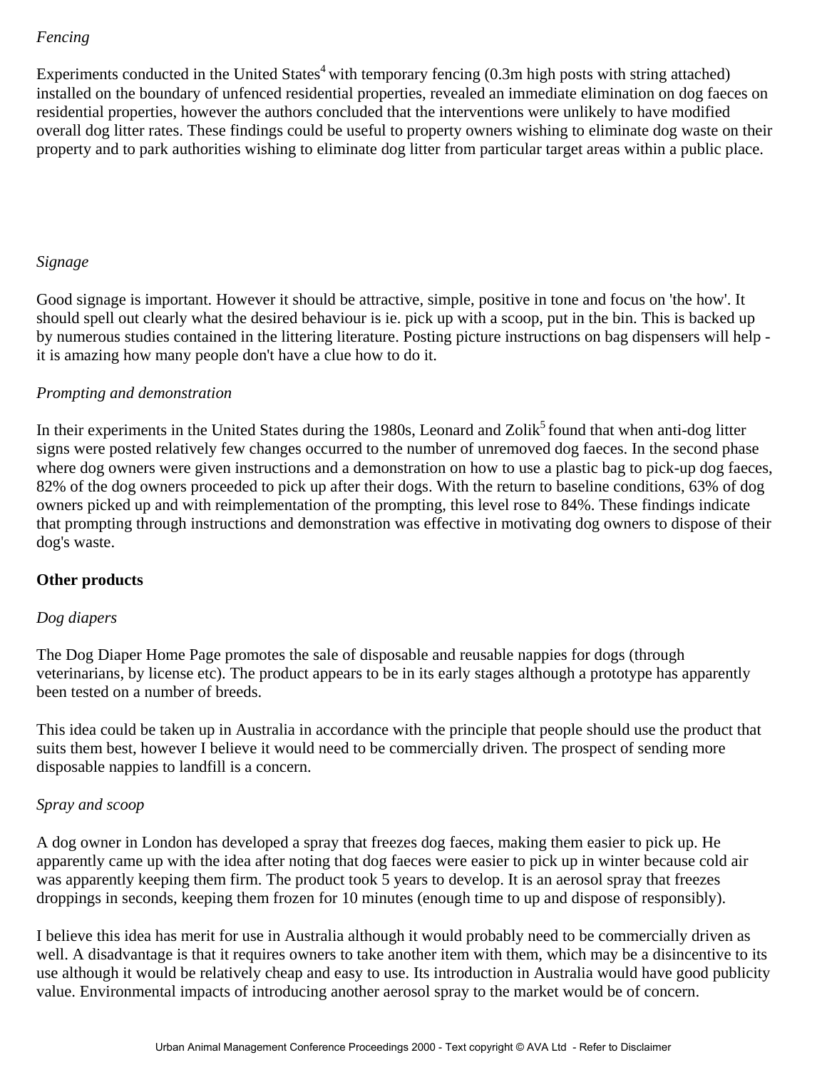*Fencing*

Experiments conducted in the United States[4] with temporary fencing (0.3m high posts with string attached) installed on the boundary of unfenced residential properties, revealed an immediate elimination on dog faeces on residential properties, however the authors concluded that the interventions were unlikely to have modified overall dog litter rates. These findings could be useful to property owners wishing to eliminate dog waste on their property and to park authorities wishing to eliminate dog litter from particular target areas within a public place.

*Signage*

Good signage is important. However it should be attractive, simple, positive in tone and focus on 'the how'. It should spell out clearly what the desired behaviour is ie. pick up with a scoop, put in the bin. This is backed up by numerous studies contained in the littering literature. Posting picture instructions on bag dispensers will help - it is amazing how many people don't have a clue how to do it.

*Prompting and demonstration*

In their experiments in the United States during the 1980s, Leonard and Zolik[5] found that when anti-dog litter signs were posted relatively few changes occurred to the number of unremoved dog faeces. In the second phase where dog owners were given instructions and a demonstration on how to use a plastic bag to pick-up dog faeces, 82% of the dog owners proceeded to pick up after their dogs. With the return to baseline conditions, 63% of dog owners picked up and with reimplementation of the prompting, this level rose to 84%. These findings indicate that prompting through instructions and demonstration was effective in motivating dog owners to dispose of their dog's waste.

**Other products**

*Dog diapers*

The Dog Diaper Home Page promotes the sale of disposable and reusable nappies for dogs (through veterinarians, by license etc). The product appears to be in its early stages although a prototype has apparently been tested on a number of breeds.

This idea could be taken up in Australia in accordance with the principle that people should use the product that suits them best, however I believe it would need to be commercially driven. The prospect of sending more disposable nappies to landfill is a concern.

*Spray and scoop*

A dog owner in London has developed a spray that freezes dog faeces, making them easier to pick up. He apparently came up with the idea after noting that dog faeces were easier to pick up in winter because cold air was apparently keeping them firm. The product took 5 years to develop. It is an aerosol spray that freezes droppings in seconds, keeping them frozen for 10 minutes (enough time to up and dispose of responsibly).

I believe this idea has merit for use in Australia although it would probably need to be commercially driven as well. A disadvantage is that it requires owners to take another item with them, which may be a disincentive to its use although it would be relatively cheap and easy to use. Its introduction in Australia would have good publicity value. Environmental impacts of introducing another aerosol spray to the market would be of concern.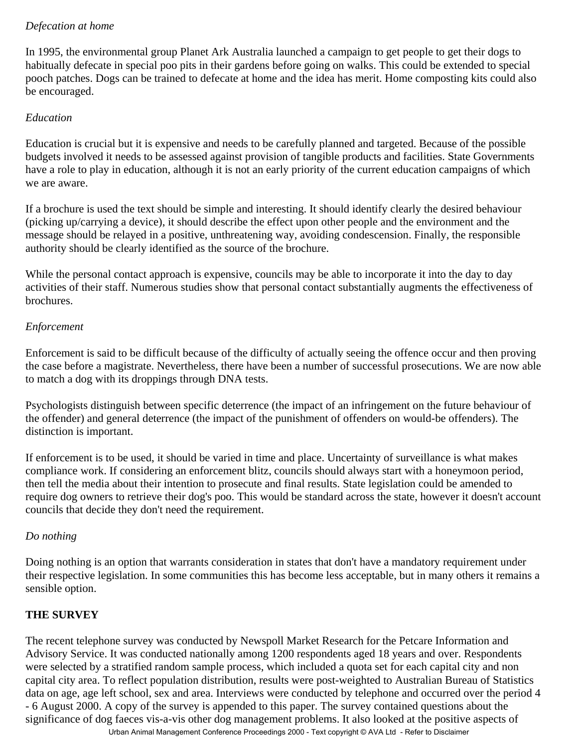*Defecation at home*

In 1995, the environmental group Planet Ark Australia launched a campaign to get people to get their dogs to habitually defecate in special poo pits in their gardens before going on walks. This could be extended to special pooch patches. Dogs can be trained to defecate at home and the idea has merit. Home composting kits could also be encouraged.

*Education*

Education is crucial but it is expensive and needs to be carefully planned and targeted. Because of the possible budgets involved it needs to be assessed against provision of tangible products and facilities. State Governments have a role to play in education, although it is not an early priority of the current education campaigns of which we are aware.

If a brochure is used the text should be simple and interesting. It should identify clearly the desired behaviour (picking up/carrying a device), it should describe the effect upon other people and the environment and the message should be relayed in a positive, unthreatening way, avoiding condescension. Finally, the responsible authority should be clearly identified as the source of the brochure.

While the personal contact approach is expensive, councils may be able to incorporate it into the day to day activities of their staff. Numerous studies show that personal contact substantially augments the effectiveness of brochures.

*Enforcement*

Enforcement is said to be difficult because of the difficulty of actually seeing the offence occur and then proving the case before a magistrate. Nevertheless, there have been a number of successful prosecutions. We are now able to match a dog with its droppings through DNA tests.

Psychologists distinguish between specific deterrence (the impact of an infringement on the future behaviour of the offender) and general deterrence (the impact of the punishment of offenders on would-be offenders). The distinction is important.

If enforcement is to be used, it should be varied in time and place. Uncertainty of surveillance is what makes compliance work. If considering an enforcement blitz, councils should always start with a honeymoon period, then tell the media about their intention to prosecute and final results. State legislation could be amended to require dog owners to retrieve their dog's poo. This would be standard across the state, however it doesn't account councils that decide they don't need the requirement.

*Do nothing*

Doing nothing is an option that warrants consideration in states that don't have a mandatory requirement under their respective legislation. In some communities this has become less acceptable, but in many others it remains a sensible option.

**THE SURVEY**

The recent telephone survey was conducted by Newspoll Market Research for the Petcare Information and Advisory Service. It was conducted nationally among 1200 respondents aged 18 years and over. Respondents were selected by a stratified random sample process, which included a quota set for each capital city and non capital city area. To reflect population distribution, results were post-weighted to Australian Bureau of Statistics data on age, age left school, sex and area. Interviews were conducted by telephone and occurred over the period 4 - 6 August 2000. A copy of the survey is appended to this paper. The survey contained questions about the significance of dog faeces vis-a-vis other dog management problems. It also looked at the positive aspects of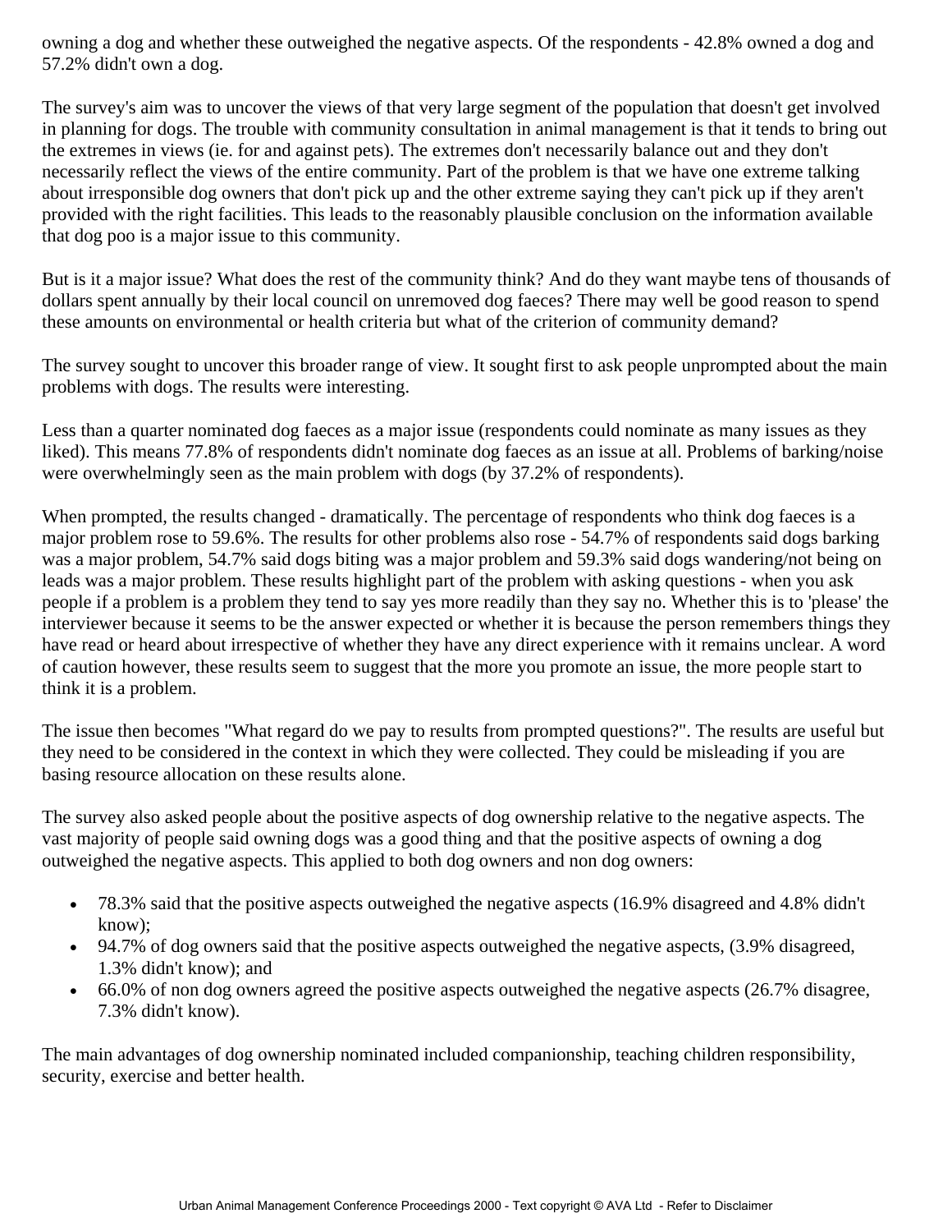owning a dog and whether these outweighed the negative aspects. Of the respondents - 42.8% owned a dog and 57.2% didn't own a dog.

The survey's aim was to uncover the views of that very large segment of the population that doesn't get involved in planning for dogs. The trouble with community consultation in animal management is that it tends to bring out the extremes in views (ie. for and against pets). The extremes don't necessarily balance out and they don't necessarily reflect the views of the entire community. Part of the problem is that we have one extreme talking about irresponsible dog owners that don't pick up and the other extreme saying they can't pick up if they aren't provided with the right facilities. This leads to the reasonably plausible conclusion on the information available that dog poo is a major issue to this community.

But is it a major issue? What does the rest of the community think? And do they want maybe tens of thousands of dollars spent annually by their local council on unremoved dog faeces? There may well be good reason to spend these amounts on environmental or health criteria but what of the criterion of community demand?

The survey sought to uncover this broader range of view. It sought first to ask people unprompted about the main problems with dogs. The results were interesting.

Less than a quarter nominated dog faeces as a major issue (respondents could nominate as many issues as they liked). This means 77.8% of respondents didn't nominate dog faeces as an issue at all. Problems of barking/noise were overwhelmingly seen as the main problem with dogs (by 37.2% of respondents).

When prompted, the results changed - dramatically. The percentage of respondents who think dog faeces is a major problem rose to 59.6%. The results for other problems also rose - 54.7% of respondents said dogs barking was a major problem, 54.7% said dogs biting was a major problem and 59.3% said dogs wandering/not being on leads was a major problem. These results highlight part of the problem with asking questions - when you ask people if a problem is a problem they tend to say yes more readily than they say no. Whether this is to 'please' the interviewer because it seems to be the answer expected or whether it is because the person remembers things they have read or heard about irrespective of whether they have any direct experience with it remains unclear. A word of caution however, these results seem to suggest that the more you promote an issue, the more people start to think it is a problem.

The issue then becomes "What regard do we pay to results from prompted questions?". The results are useful but they need to be considered in the context in which they were collected. They could be misleading if you are basing resource allocation on these results alone.

The survey also asked people about the positive aspects of dog ownership relative to the negative aspects. The vast majority of people said owning dogs was a good thing and that the positive aspects of owning a dog outweighed the negative aspects. This applied to both dog owners and non dog owners:

- 78.3% said that the positive aspects outweighed the negative aspects (16.9% disagreed and 4.8% didn't know);
- 94.7% of dog owners said that the positive aspects outweighed the negative aspects, (3.9% disagreed, 1.3% didn't know); and
- 66.0% of non dog owners agreed the positive aspects outweighed the negative aspects (26.7% disagree, 7.3% didn't know).

The main advantages of dog ownership nominated included companionship, teaching children responsibility, security, exercise and better health.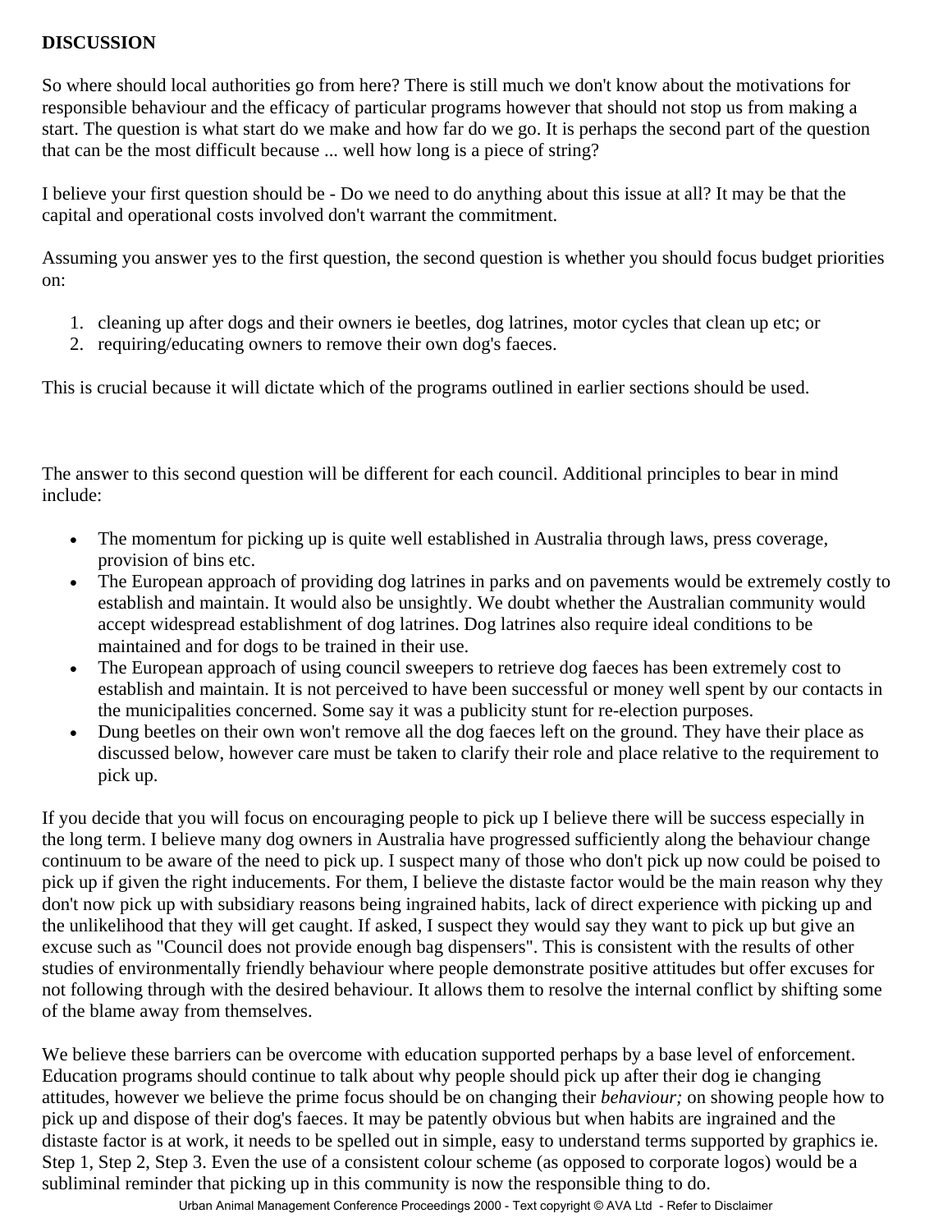**DISCUSSION**

So where should local authorities go from here? There is still much we don't know about the motivations for responsible behaviour and the efficacy of particular programs however that should not stop us from making a start. The question is what start do we make and how far do we go. It is perhaps the second part of the question that can be the most difficult because ... well how long is a piece of string?

I believe your first question should be - Do we need to do anything about this issue at all? It may be that the capital and operational costs involved don't warrant the commitment.

Assuming you answer yes to the first question, the second question is whether you should focus budget priorities on:

1. cleaning up after dogs and their owners ie beetles, dog latrines, motor cycles that clean up etc; or
2. requiring/educating owners to remove their own dog's faeces.

This is crucial because it will dictate which of the programs outlined in earlier sections should be used.

The answer to this second question will be different for each council. Additional principles to bear in mind include:

- The momentum for picking up is quite well established in Australia through laws, press coverage, provision of bins etc.
- The European approach of providing dog latrines in parks and on pavements would be extremely costly to establish and maintain. It would also be unsightly. We doubt whether the Australian community would accept widespread establishment of dog latrines. Dog latrines also require ideal conditions to be maintained and for dogs to be trained in their use.
- The European approach of using council sweepers to retrieve dog faeces has been extremely cost to establish and maintain. It is not perceived to have been successful or money well spent by our contacts in the municipalities concerned. Some say it was a publicity stunt for re-election purposes.
- Dung beetles on their own won't remove all the dog faeces left on the ground. They have their place as discussed below, however care must be taken to clarify their role and place relative to the requirement to pick up.

If you decide that you will focus on encouraging people to pick up I believe there will be success especially in the long term. I believe many dog owners in Australia have progressed sufficiently along the behaviour change continuum to be aware of the need to pick up. I suspect many of those who don't pick up now could be poised to pick up if given the right inducements. For them, I believe the distaste factor would be the main reason why they don't now pick up with subsidiary reasons being ingrained habits, lack of direct experience with picking up and the unlikelihood that they will get caught. If asked, I suspect they would say they want to pick up but give an excuse such as "Council does not provide enough bag dispensers". This is consistent with the results of other studies of environmentally friendly behaviour where people demonstrate positive attitudes but offer excuses for not following through with the desired behaviour. It allows them to resolve the internal conflict by shifting some of the blame away from themselves.

We believe these barriers can be overcome with education supported perhaps by a base level of enforcement. Education programs should continue to talk about why people should pick up after their dog ie changing attitudes, however we believe the prime focus should be on changing their *behaviour;* on showing people how to pick up and dispose of their dog's faeces. It may be patently obvious but when habits are ingrained and the distaste factor is at work, it needs to be spelled out in simple, easy to understand terms supported by graphics ie. Step 1, Step 2, Step 3. Even the use of a consistent colour scheme (as opposed to corporate logos) would be a subliminal reminder that picking up in this community is now the responsible thing to do.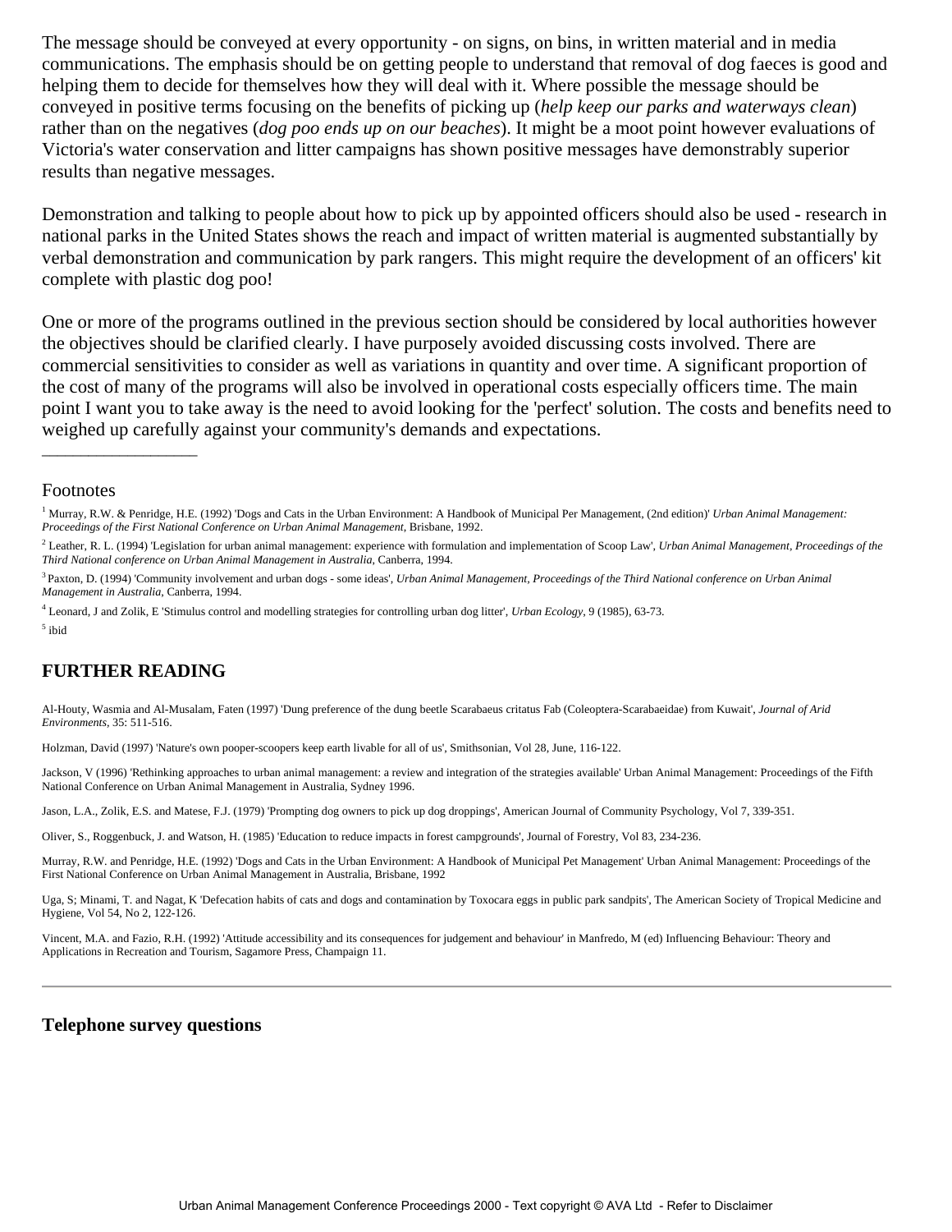The message should be conveyed at every opportunity - on signs, on bins, in written material and in media communications. The emphasis should be on getting people to understand that removal of dog faeces is good and helping them to decide for themselves how they will deal with it. Where possible the message should be conveyed in positive terms focusing on the benefits of picking up (*help keep our parks and waterways clean*) rather than on the negatives (*dog poo ends up on our beaches*). It might be a moot point however evaluations of Victoria's water conservation and litter campaigns has shown positive messages have demonstrably superior results than negative messages.

Demonstration and talking to people about how to pick up by appointed officers should also be used - research in national parks in the United States shows the reach and impact of written material is augmented substantially by verbal demonstration and communication by park rangers. This might require the development of an officers' kit complete with plastic dog poo!

One or more of the programs outlined in the previous section should be considered by local authorities however the objectives should be clarified clearly. I have purposely avoided discussing costs involved. There are commercial sensitivities to consider as well as variations in quantity and over time. A significant proportion of the cost of many of the programs will also be involved in operational costs especially officers time. The main point I want you to take away is the need to avoid looking for the 'perfect' solution. The costs and benefits need to weighed up carefully against your community's demands and expectations.

---

Footnotes

[1] Murray, R.W. & Penridge, H.E. (1992) 'Dogs and Cats in the Urban Environment: A Handbook of Municipal Per Management, (2nd edition)' *Urban Animal Management: Proceedings of the First National Conference on Urban Animal Management*, Brisbane, 1992.

[2] Leather, R. L. (1994) 'Legislation for urban animal management: experience with formulation and implementation of Scoop Law', *Urban Animal Management, Proceedings of the Third National conference on Urban Animal Management in Australia*, Canberra, 1994.

[3] Paxton, D. (1994) 'Community involvement and urban dogs - some ideas', *Urban Animal Management, Proceedings of the Third National conference on Urban Animal Management in Australia*, Canberra, 1994.

[4] Leonard, J and Zolik, E 'Stimulus control and modelling strategies for controlling urban dog litter', *Urban Ecology*, 9 (1985), 63-73.

[5] ibid

## FURTHER READING

Al-Houty, Wasmia and Al-Musalam, Faten (1997) 'Dung preference of the dung beetle Scarabaeus critatus Fab (Coleoptera-Scarabaeidae) from Kuwait', *Journal of Arid Environments*, 35: 511-516.

Holzman, David (1997) 'Nature's own pooper-scoopers keep earth livable for all of us', Smithsonian, Vol 28, June, 116-122.

Jackson, V (1996) 'Rethinking approaches to urban animal management: a review and integration of the strategies available' Urban Animal Management: Proceedings of the Fifth National Conference on Urban Animal Management in Australia, Sydney 1996.

Jason, L.A., Zolik, E.S. and Matese, F.J. (1979) 'Prompting dog owners to pick up dog droppings', American Journal of Community Psychology, Vol 7, 339-351.

Oliver, S., Roggenbuck, J. and Watson, H. (1985) 'Education to reduce impacts in forest campgrounds', Journal of Forestry, Vol 83, 234-236.

Murray, R.W. and Penridge, H.E. (1992) 'Dogs and Cats in the Urban Environment: A Handbook of Municipal Pet Management' Urban Animal Management: Proceedings of the First National Conference on Urban Animal Management in Australia, Brisbane, 1992

Uga, S; Minami, T. and Nagat, K 'Defecation habits of cats and dogs and contamination by Toxocara eggs in public park sandpits', The American Society of Tropical Medicine and Hygiene, Vol 54, No 2, 122-126.

Vincent, M.A. and Fazio, R.H. (1992) 'Attitude accessibility and its consequences for judgement and behaviour' in Manfredo, M (ed) Influencing Behaviour: Theory and Applications in Recreation and Tourism, Sagamore Press, Champaign 11.

---

## Telephone survey questions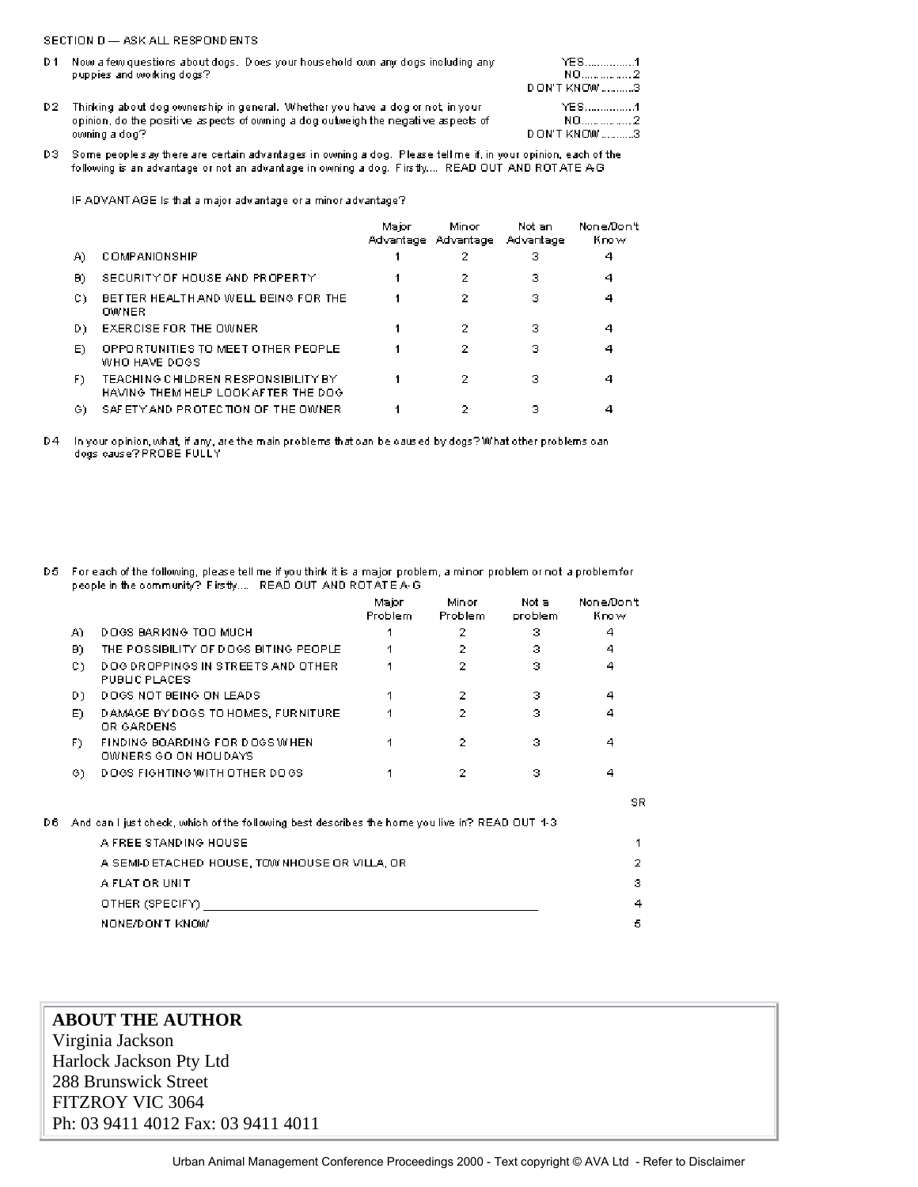SECTION D — ASK ALL RESPONDENTS

D1 Now a few questions about dogs. Does your household own any dogs including any puppies and working dogs?

YES................1
NO..................2
DON'T KNOW..........3

D2 Thinking about dog ownership in general. Whether you have a dog or not, in your opinion, do the positive aspects of owning a dog outweigh the negative aspects of owning a dog?

YES................1
NO..................2
DON'T KNOW..........3

D3 Some people say there are certain advantages in owning a dog. Please tell me if, in your opinion, each of the following is an advantage or not an advantage in owning a dog. Firstly.... READ OUT AND ROTATE A-G

IF ADVANTAGE Is that a major advantage or a minor advantage?

| | | Major Advantage | Minor Advantage | Not an Advantage | None/Don't Know |
|---|---|---|---|---|---|
| A) | COMPANIONSHIP | 1 | 2 | 3 | 4 |
| B) | SECURITY OF HOUSE AND PROPERTY | 1 | 2 | 3 | 4 |
| C) | BETTER HEALTH AND WELL BEING FOR THE OWNER | 1 | 2 | 3 | 4 |
| D) | EXERCISE FOR THE OWNER | 1 | 2 | 3 | 4 |
| E) | OPPORTUNITIES TO MEET OTHER PEOPLE WHO HAVE DOGS | 1 | 2 | 3 | 4 |
| F) | TEACHING CHILDREN RESPONSIBILITY BY HAVING THEM HELP LOOK AFTER THE DOG | 1 | 2 | 3 | 4 |
| G) | SAFETY AND PROTECTION OF THE OWNER | 1 | 2 | 3 | 4 |

D4 In your opinion, what, if any, are the main problems that can be caused by dogs? What other problems can dogs cause? PROBE FULLY

D5 For each of the following, please tell me if you think it is a major problem, a minor problem or not a problem for people in the community? Firstly.... READ OUT AND ROTATE A-G

| | | Major Problem | Minor Problem | Not a problem | None/Don't Know |
|---|---|---|---|---|---|
| A) | DOGS BARKING TOO MUCH | 1 | 2 | 3 | 4 |
| B) | THE POSSIBILITY OF DOGS BITING PEOPLE | 1 | 2 | 3 | 4 |
| C) | DOG DROPPINGS IN STREETS AND OTHER PUBLIC PLACES | 1 | 2 | 3 | 4 |
| D) | DOGS NOT BEING ON LEADS | 1 | 2 | 3 | 4 |
| E) | DAMAGE BY DOGS TO HOMES, FURNITURE OR GARDENS | 1 | 2 | 3 | 4 |
| F) | FINDING BOARDING FOR DOGS WHEN OWNERS GO ON HOLIDAYS | 1 | 2 | 3 | 4 |
| G) | DOGS FIGHTING WITH OTHER DOGS | 1 | 2 | 3 | 4 |

D6 And can I just check, which of the following best describes the home you live in? READ OUT 1-3

| | SR |
|---|---|
| A FREE STANDING HOUSE | 1 |
| A SEMI-DETACHED HOUSE, TOWNHOUSE OR VILLA, OR | 2 |
| A FLAT OR UNIT | 3 |
| OTHER (SPECIFY) ______________________ | 4 |
| NONE/DON'T KNOW | 5 |

**ABOUT THE AUTHOR**
Virginia Jackson
Harlock Jackson Pty Ltd
288 Brunswick Street
FITZROY VIC 3064
Ph: 03 9411 4012 Fax: 03 9411 4011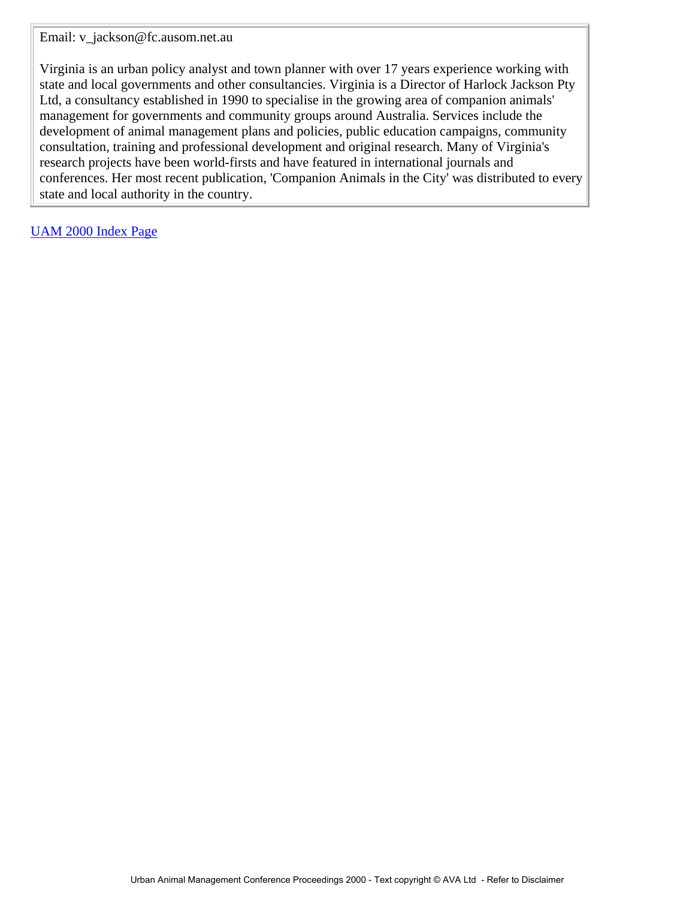Email: v_jackson@fc.ausom.net.au

Virginia is an urban policy analyst and town planner with over 17 years experience working with state and local governments and other consultancies. Virginia is a Director of Harlock Jackson Pty Ltd, a consultancy established in 1990 to specialise in the growing area of companion animals' management for governments and community groups around Australia. Services include the development of animal management plans and policies, public education campaigns, community consultation, training and professional development and original research. Many of Virginia's research projects have been world-firsts and have featured in international journals and conferences. Her most recent publication, 'Companion Animals in the City' was distributed to every state and local authority in the country.

UAM 2000 Index Page